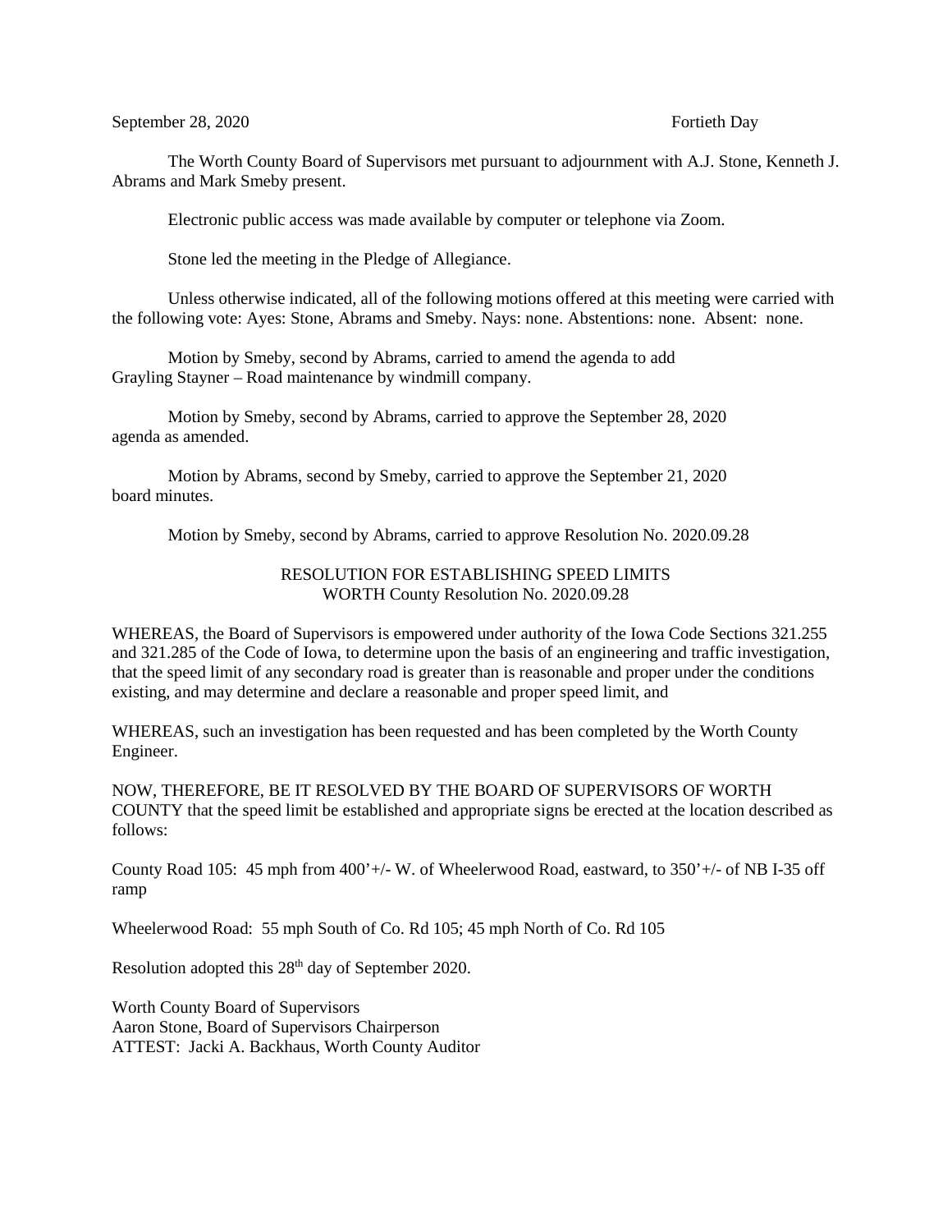September 28, 2020 Fortieth Day

The Worth County Board of Supervisors met pursuant to adjournment with A.J. Stone, Kenneth J. Abrams and Mark Smeby present.

Electronic public access was made available by computer or telephone via Zoom.

Stone led the meeting in the Pledge of Allegiance.

Unless otherwise indicated, all of the following motions offered at this meeting were carried with the following vote: Ayes: Stone, Abrams and Smeby. Nays: none. Abstentions: none. Absent: none.

Motion by Smeby, second by Abrams, carried to amend the agenda to add Grayling Stayner – Road maintenance by windmill company.

Motion by Smeby, second by Abrams, carried to approve the September 28, 2020 agenda as amended.

Motion by Abrams, second by Smeby, carried to approve the September 21, 2020 board minutes.

Motion by Smeby, second by Abrams, carried to approve Resolution No. 2020.09.28

RESOLUTION FOR ESTABLISHING SPEED LIMITS
WORTH County Resolution No. 2020.09.28

WHEREAS, the Board of Supervisors is empowered under authority of the Iowa Code Sections 321.255 and 321.285 of the Code of Iowa, to determine upon the basis of an engineering and traffic investigation, that the speed limit of any secondary road is greater than is reasonable and proper under the conditions existing, and may determine and declare a reasonable and proper speed limit, and

WHEREAS, such an investigation has been requested and has been completed by the Worth County Engineer.

NOW, THEREFORE, BE IT RESOLVED BY THE BOARD OF SUPERVISORS OF WORTH COUNTY that the speed limit be established and appropriate signs be erected at the location described as follows:

County Road 105: 45 mph from 400'+/- W. of Wheelerwood Road, eastward, to 350'+/- of NB I-35 off ramp

Wheelerwood Road: 55 mph South of Co. Rd 105; 45 mph North of Co. Rd 105

Resolution adopted this 28th day of September 2020.

Worth County Board of Supervisors
Aaron Stone, Board of Supervisors Chairperson
ATTEST: Jacki A. Backhaus, Worth County Auditor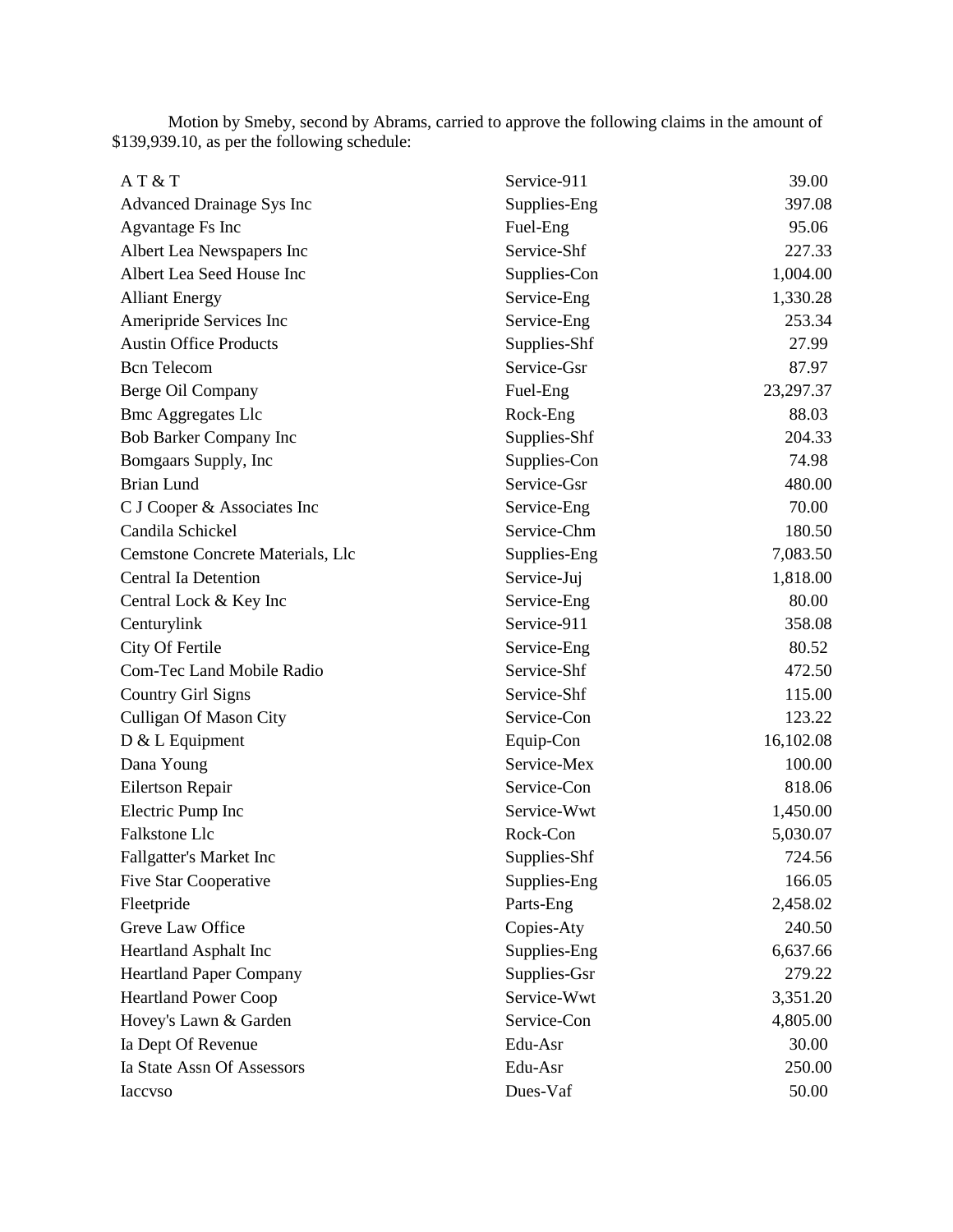Motion by Smeby, second by Abrams, carried to approve the following claims in the amount of $139,939.10, as per the following schedule:

| | | |
|---|---|---|
| A T & T | Service-911 | 39.00 |
| Advanced Drainage Sys Inc | Supplies-Eng | 397.08 |
| Agvantage Fs Inc | Fuel-Eng | 95.06 |
| Albert Lea Newspapers Inc | Service-Shf | 227.33 |
| Albert Lea Seed House Inc | Supplies-Con | 1,004.00 |
| Alliant Energy | Service-Eng | 1,330.28 |
| Ameripride Services Inc | Service-Eng | 253.34 |
| Austin Office Products | Supplies-Shf | 27.99 |
| Bcn Telecom | Service-Gsr | 87.97 |
| Berge Oil Company | Fuel-Eng | 23,297.37 |
| Bmc Aggregates Llc | Rock-Eng | 88.03 |
| Bob Barker Company Inc | Supplies-Shf | 204.33 |
| Bomgaars Supply, Inc | Supplies-Con | 74.98 |
| Brian Lund | Service-Gsr | 480.00 |
| C J Cooper & Associates Inc | Service-Eng | 70.00 |
| Candila Schickel | Service-Chm | 180.50 |
| Cemstone Concrete Materials, Llc | Supplies-Eng | 7,083.50 |
| Central Ia Detention | Service-Juj | 1,818.00 |
| Central Lock & Key Inc | Service-Eng | 80.00 |
| Centurylink | Service-911 | 358.08 |
| City Of Fertile | Service-Eng | 80.52 |
| Com-Tec Land Mobile Radio | Service-Shf | 472.50 |
| Country Girl Signs | Service-Shf | 115.00 |
| Culligan Of Mason City | Service-Con | 123.22 |
| D & L Equipment | Equip-Con | 16,102.08 |
| Dana Young | Service-Mex | 100.00 |
| Eilertson Repair | Service-Con | 818.06 |
| Electric Pump Inc | Service-Wwt | 1,450.00 |
| Falkstone Llc | Rock-Con | 5,030.07 |
| Fallgatter's Market Inc | Supplies-Shf | 724.56 |
| Five Star Cooperative | Supplies-Eng | 166.05 |
| Fleetpride | Parts-Eng | 2,458.02 |
| Greve Law Office | Copies-Aty | 240.50 |
| Heartland Asphalt Inc | Supplies-Eng | 6,637.66 |
| Heartland Paper Company | Supplies-Gsr | 279.22 |
| Heartland Power Coop | Service-Wwt | 3,351.20 |
| Hovey's Lawn & Garden | Service-Con | 4,805.00 |
| Ia Dept Of Revenue | Edu-Asr | 30.00 |
| Ia State Assn Of Assessors | Edu-Asr | 250.00 |
| Iaccvso | Dues-Vaf | 50.00 |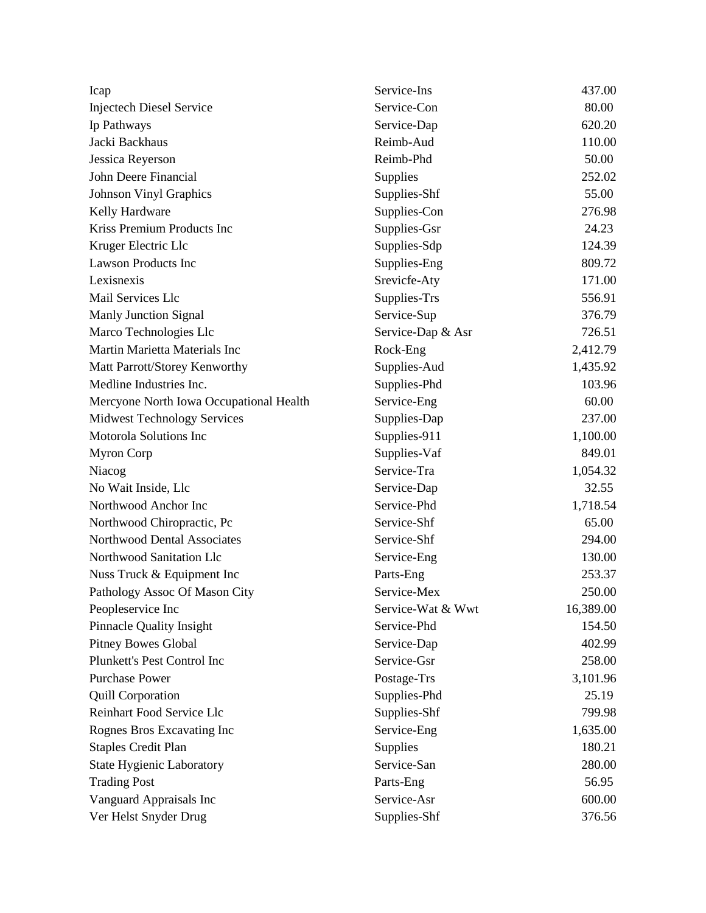| | | |
|---|---|---|
| Icap | Service-Ins | 437.00 |
| Injectech Diesel Service | Service-Con | 80.00 |
| Ip Pathways | Service-Dap | 620.20 |
| Jacki Backhaus | Reimb-Aud | 110.00 |
| Jessica Reyerson | Reimb-Phd | 50.00 |
| John Deere Financial | Supplies | 252.02 |
| Johnson Vinyl Graphics | Supplies-Shf | 55.00 |
| Kelly Hardware | Supplies-Con | 276.98 |
| Kriss Premium Products Inc | Supplies-Gsr | 24.23 |
| Kruger Electric Llc | Supplies-Sdp | 124.39 |
| Lawson Products Inc | Supplies-Eng | 809.72 |
| Lexisnexis | Srevicfe-Aty | 171.00 |
| Mail Services Llc | Supplies-Trs | 556.91 |
| Manly Junction Signal | Service-Sup | 376.79 |
| Marco Technologies Llc | Service-Dap & Asr | 726.51 |
| Martin Marietta Materials Inc | Rock-Eng | 2,412.79 |
| Matt Parrott/Storey Kenworthy | Supplies-Aud | 1,435.92 |
| Medline Industries Inc. | Supplies-Phd | 103.96 |
| Mercyone North Iowa Occupational Health | Service-Eng | 60.00 |
| Midwest Technology Services | Supplies-Dap | 237.00 |
| Motorola Solutions Inc | Supplies-911 | 1,100.00 |
| Myron Corp | Supplies-Vaf | 849.01 |
| Niacog | Service-Tra | 1,054.32 |
| No Wait Inside, Llc | Service-Dap | 32.55 |
| Northwood Anchor Inc | Service-Phd | 1,718.54 |
| Northwood Chiropractic, Pc | Service-Shf | 65.00 |
| Northwood Dental Associates | Service-Shf | 294.00 |
| Northwood Sanitation Llc | Service-Eng | 130.00 |
| Nuss Truck & Equipment Inc | Parts-Eng | 253.37 |
| Pathology Assoc Of Mason City | Service-Mex | 250.00 |
| Peopleservice Inc | Service-Wat & Wwt | 16,389.00 |
| Pinnacle Quality Insight | Service-Phd | 154.50 |
| Pitney Bowes Global | Service-Dap | 402.99 |
| Plunkett's Pest Control Inc | Service-Gsr | 258.00 |
| Purchase Power | Postage-Trs | 3,101.96 |
| Quill Corporation | Supplies-Phd | 25.19 |
| Reinhart Food Service Llc | Supplies-Shf | 799.98 |
| Rognes Bros Excavating Inc | Service-Eng | 1,635.00 |
| Staples Credit Plan | Supplies | 180.21 |
| State Hygienic Laboratory | Service-San | 280.00 |
| Trading Post | Parts-Eng | 56.95 |
| Vanguard Appraisals Inc | Service-Asr | 600.00 |
| Ver Helst Snyder Drug | Supplies-Shf | 376.56 |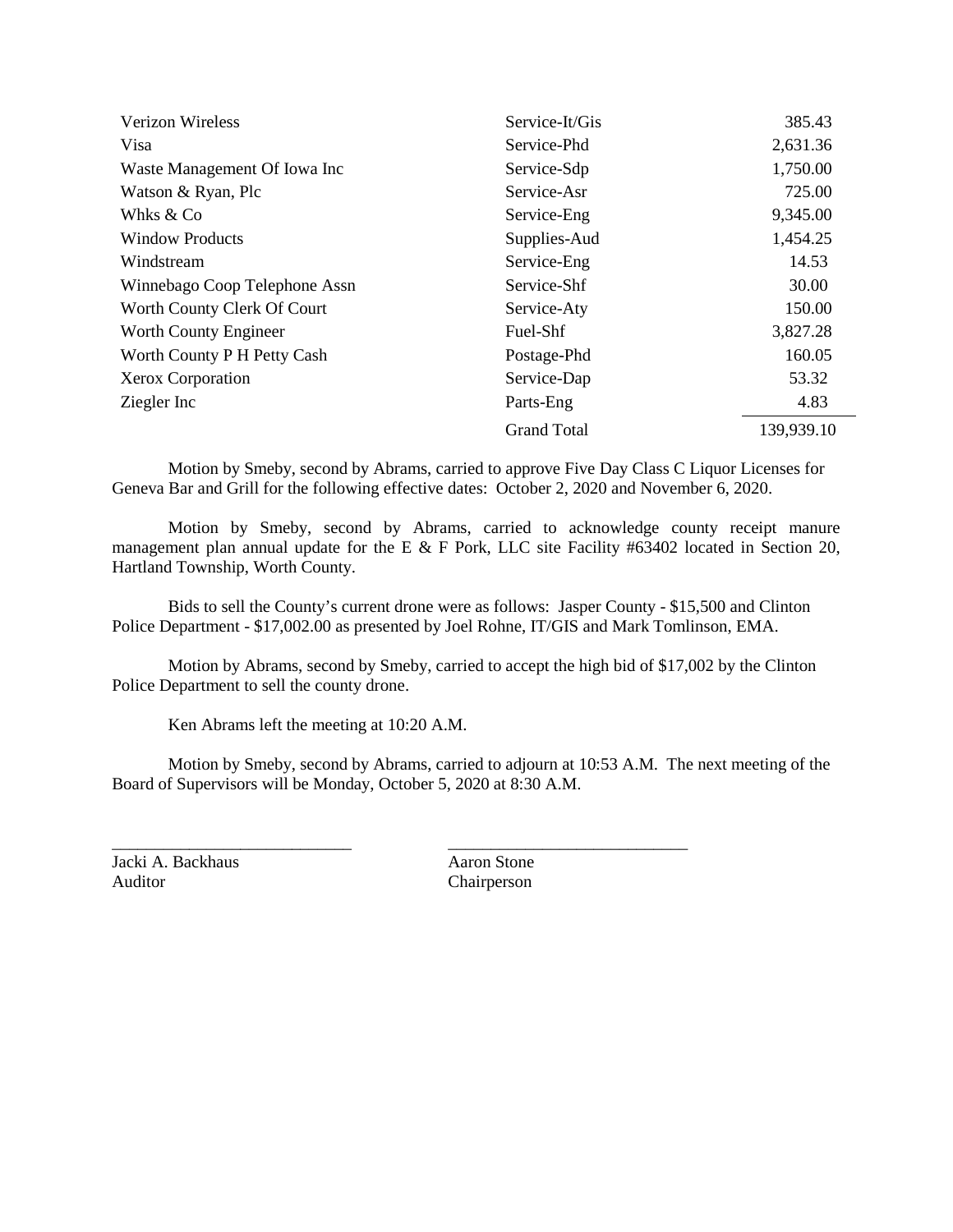| | | |
|---|---|---|
| Verizon Wireless | Service-It/Gis | 385.43 |
| Visa | Service-Phd | 2,631.36 |
| Waste Management Of Iowa Inc | Service-Sdp | 1,750.00 |
| Watson & Ryan, Plc | Service-Asr | 725.00 |
| Whks & Co | Service-Eng | 9,345.00 |
| Window Products | Supplies-Aud | 1,454.25 |
| Windstream | Service-Eng | 14.53 |
| Winnebago Coop Telephone Assn | Service-Shf | 30.00 |
| Worth County Clerk Of Court | Service-Aty | 150.00 |
| Worth County Engineer | Fuel-Shf | 3,827.28 |
| Worth County P H Petty Cash | Postage-Phd | 160.05 |
| Xerox Corporation | Service-Dap | 53.32 |
| Ziegler Inc | Parts-Eng | 4.83 |
| | Grand Total | 139,939.10 |

Motion by Smeby, second by Abrams, carried to approve Five Day Class C Liquor Licenses for Geneva Bar and Grill for the following effective dates: October 2, 2020 and November 6, 2020.

Motion by Smeby, second by Abrams, carried to acknowledge county receipt manure management plan annual update for the E & F Pork, LLC site Facility #63402 located in Section 20, Hartland Township, Worth County.

Bids to sell the County's current drone were as follows: Jasper County - $15,500 and Clinton Police Department - $17,002.00 as presented by Joel Rohne, IT/GIS and Mark Tomlinson, EMA.

Motion by Abrams, second by Smeby, carried to accept the high bid of $17,002 by the Clinton Police Department to sell the county drone.

Ken Abrams left the meeting at 10:20 A.M.

Motion by Smeby, second by Abrams, carried to adjourn at 10:53 A.M. The next meeting of the Board of Supervisors will be Monday, October 5, 2020 at 8:30 A.M.

\_\_\_\_\_\_\_\_\_\_\_\_\_\_\_\_\_\_\_\_\_\_\_\_\_\_\_\_ \_\_\_\_\_\_\_\_\_\_\_\_\_\_\_\_\_\_\_\_\_\_\_\_\_\_\_\_

Jacki A. Backhaus — Auditor

Aaron Stone — Chairperson